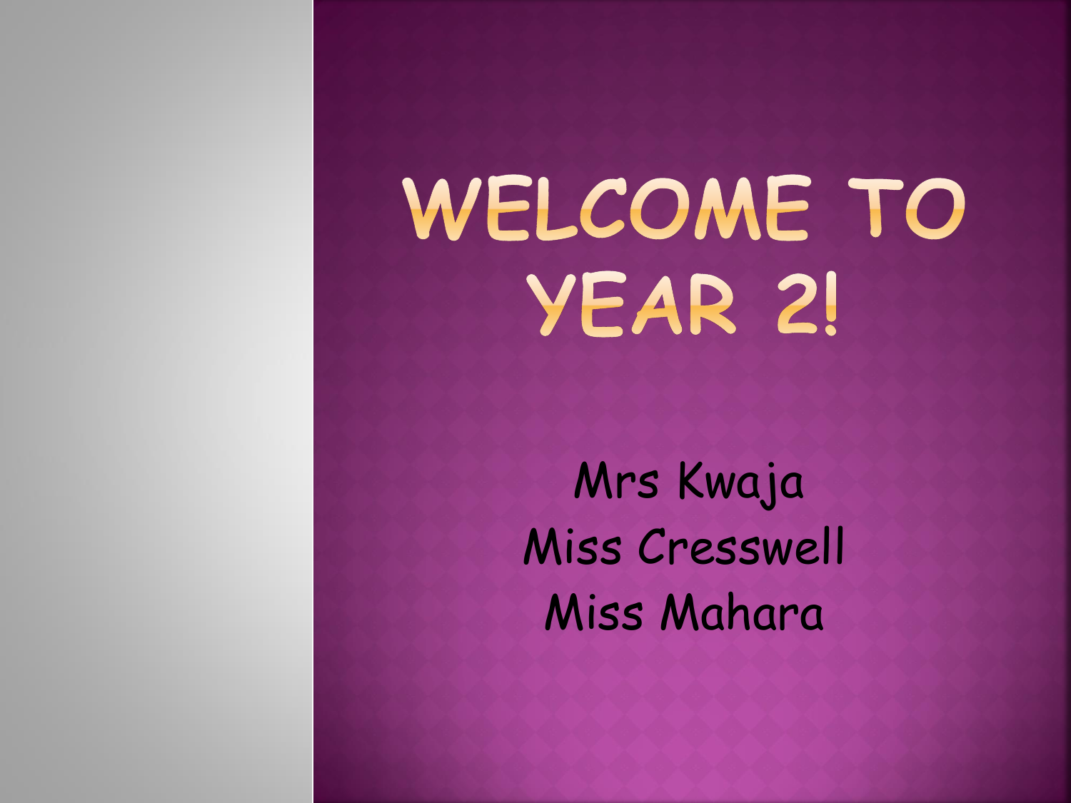# Welcome to Year 2!

Mrs Kwaja
Miss Cresswell
Miss Mahara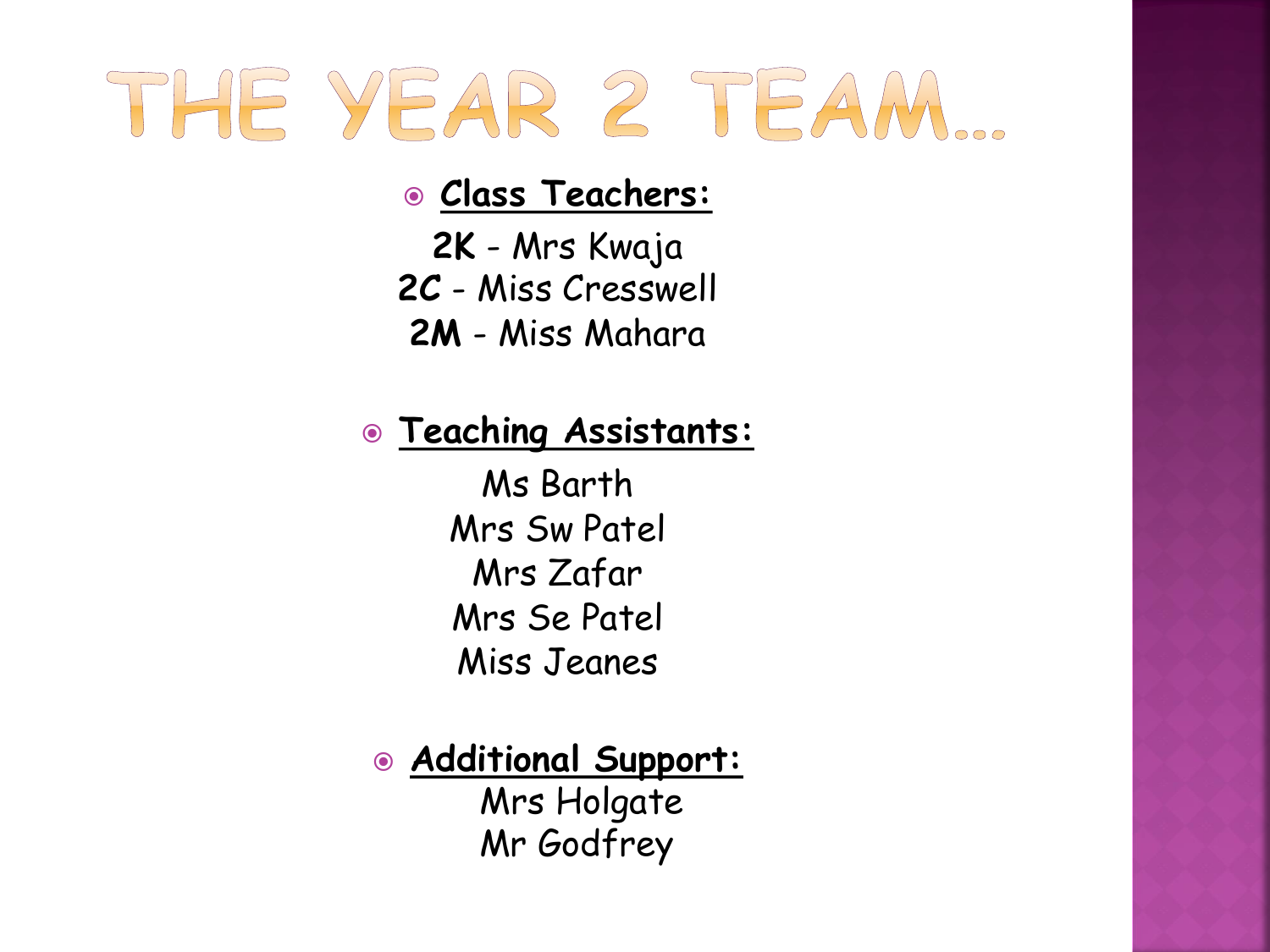# The Year 2 Team…

- **Class Teachers:**

  **2K** - Mrs Kwaja
  **2C** - Miss Cresswell
  **2M** - Miss Mahara

- **Teaching Assistants:**

  Ms Barth
  Mrs Sw Patel
  Mrs Zafar
  Mrs Se Patel
  Miss Jeanes

- **Additional Support:**

  Mrs Holgate
  Mr Godfrey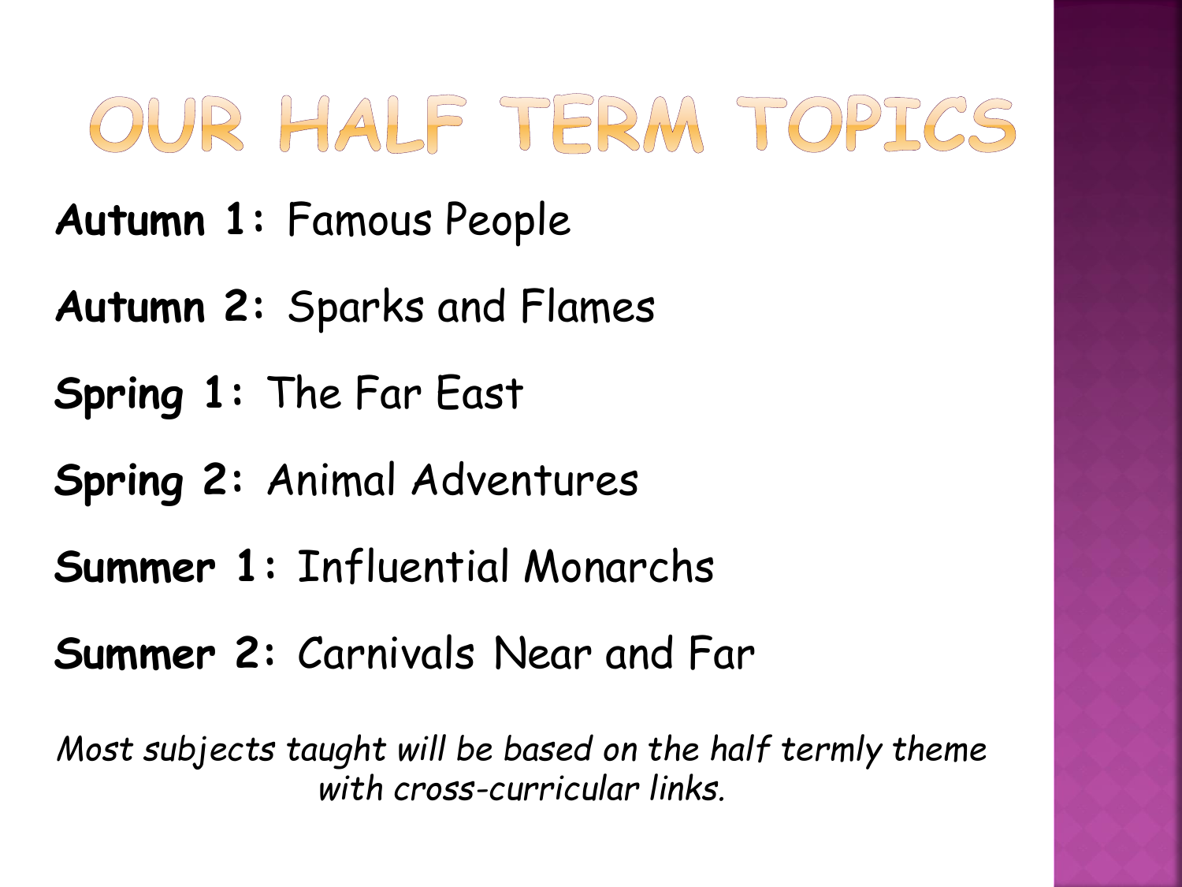# OUR HALF TERM TOPICS

**Autumn 1:** Famous People

**Autumn 2:** Sparks and Flames

**Spring 1:** The Far East

**Spring 2:** Animal Adventures

**Summer 1:** Influential Monarchs

**Summer 2:** Carnivals Near and Far

*Most subjects taught will be based on the half termly theme with cross-curricular links.*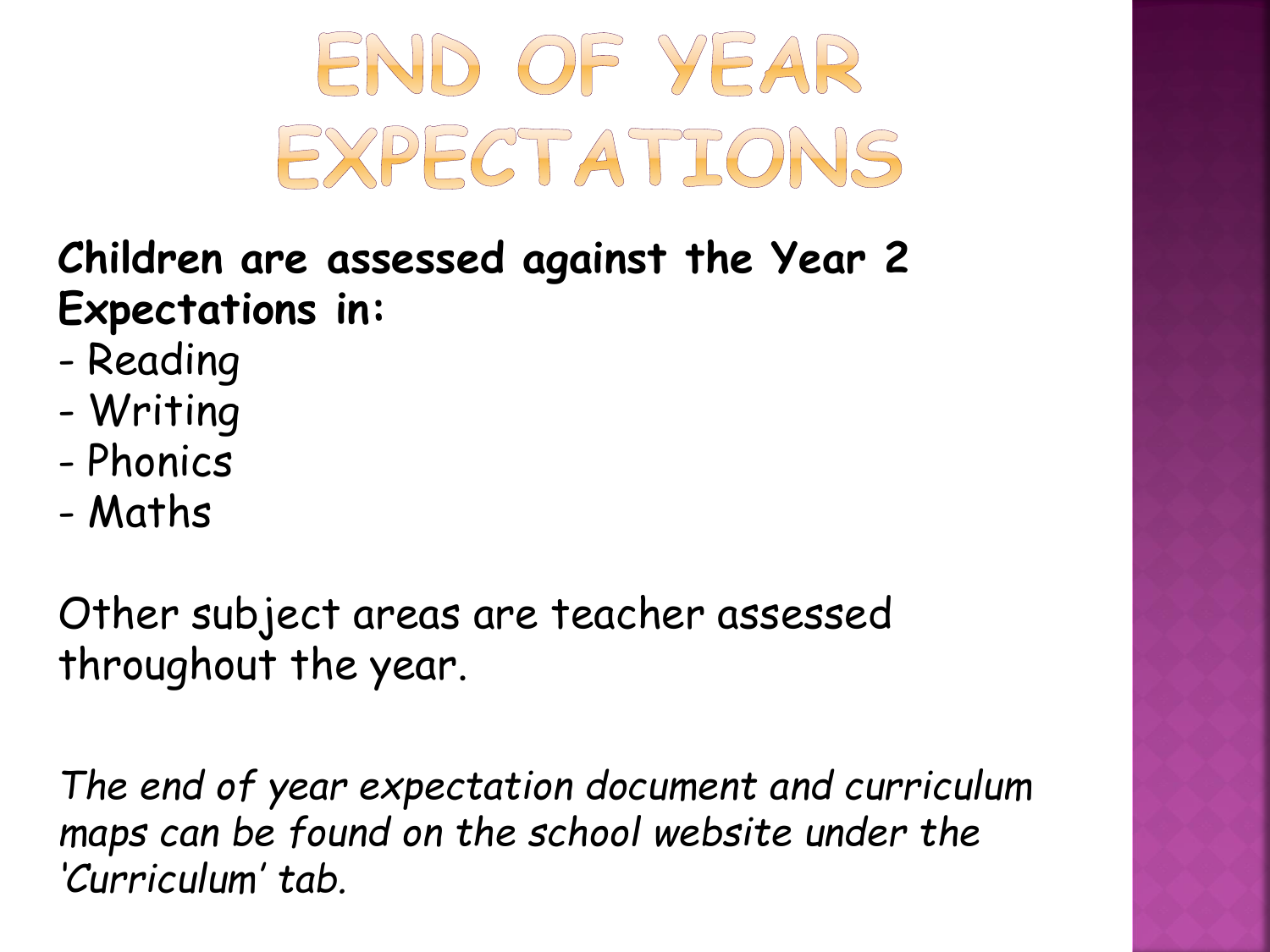# END OF YEAR EXPECTATIONS

**Children are assessed against the Year 2 Expectations in:**

- Reading
- Writing
- Phonics
- Maths

Other subject areas are teacher assessed throughout the year.

*The end of year expectation document and curriculum maps can be found on the school website under the 'Curriculum' tab.*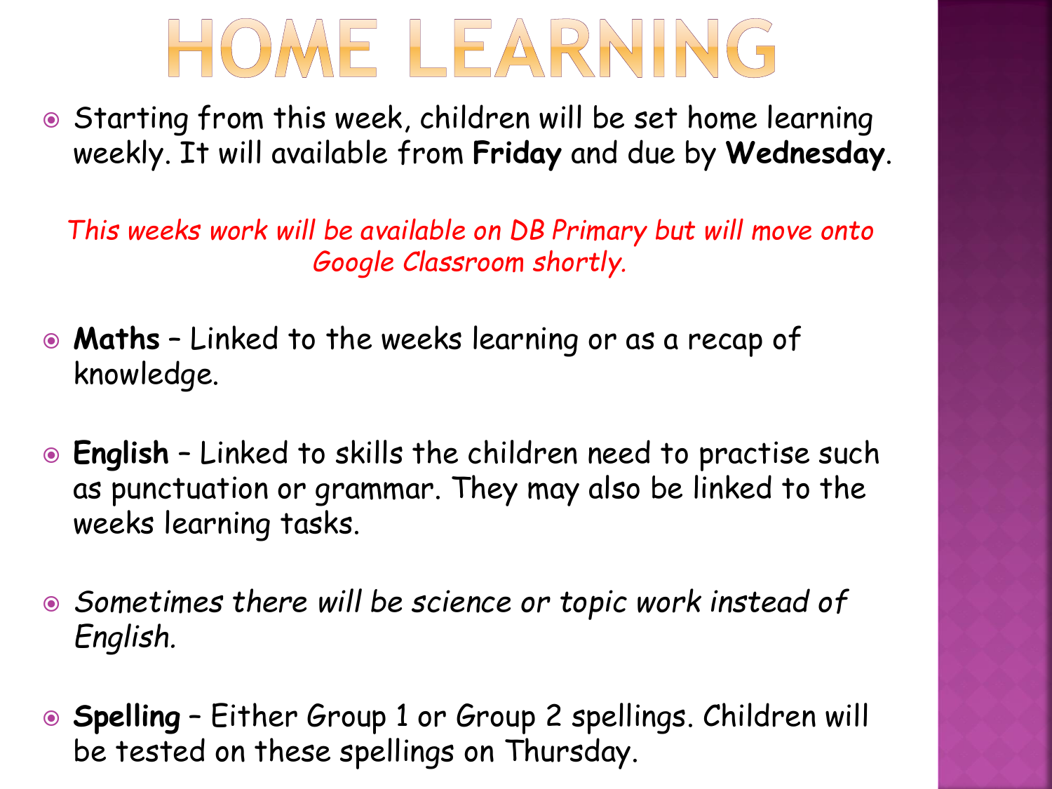# HOME LEARNING

- Starting from this week, children will be set home learning weekly. It will available from **Friday** and due by **Wednesday**.

*This weeks work will be available on DB Primary but will move onto Google Classroom shortly.*

- **Maths** – Linked to the weeks learning or as a recap of knowledge.
- **English** – Linked to skills the children need to practise such as punctuation or grammar. They may also be linked to the weeks learning tasks.
- *Sometimes there will be science or topic work instead of English.*
- **Spelling** – Either Group 1 or Group 2 spellings. Children will be tested on these spellings on Thursday.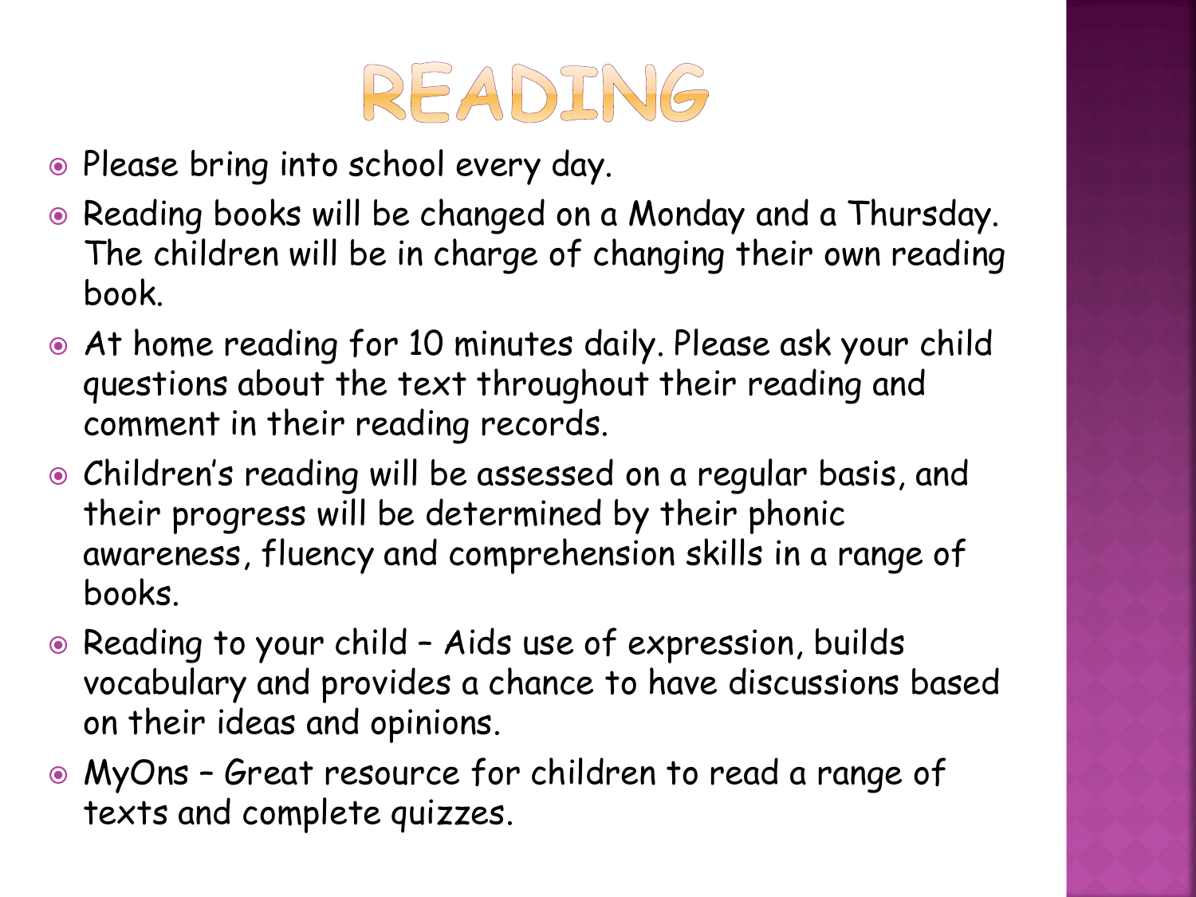# READING

- Please bring into school every day.
- Reading books will be changed on a Monday and a Thursday. The children will be in charge of changing their own reading book.
- At home reading for 10 minutes daily. Please ask your child questions about the text throughout their reading and comment in their reading records.
- Children's reading will be assessed on a regular basis, and their progress will be determined by their phonic awareness, fluency and comprehension skills in a range of books.
- Reading to your child – Aids use of expression, builds vocabulary and provides a chance to have discussions based on their ideas and opinions.
- MyOns – Great resource for children to read a range of texts and complete quizzes.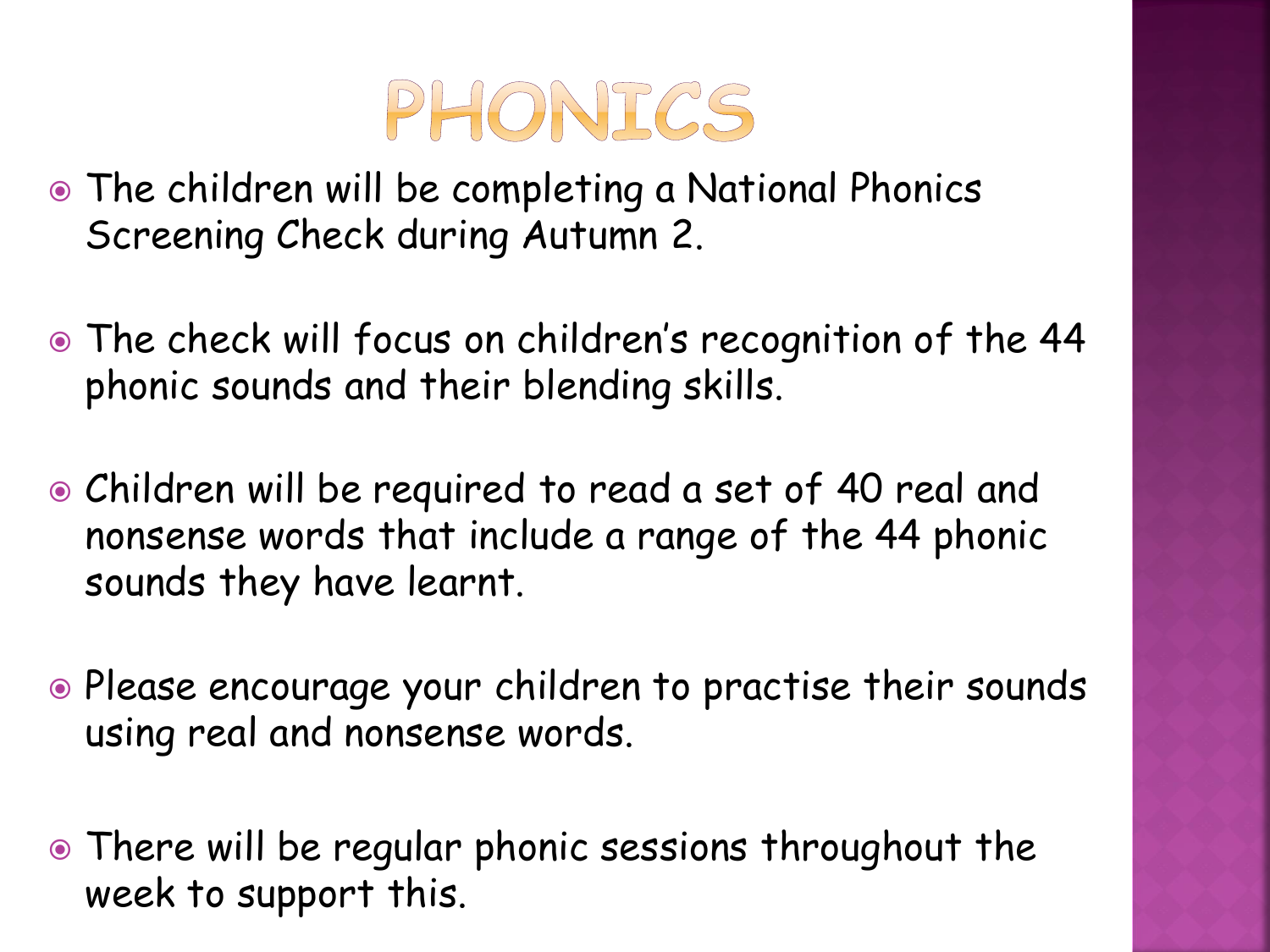# PHONICS

- The children will be completing a National Phonics Screening Check during Autumn 2.
- The check will focus on children's recognition of the 44 phonic sounds and their blending skills.
- Children will be required to read a set of 40 real and nonsense words that include a range of the 44 phonic sounds they have learnt.
- Please encourage your children to practise their sounds using real and nonsense words.
- There will be regular phonic sessions throughout the week to support this.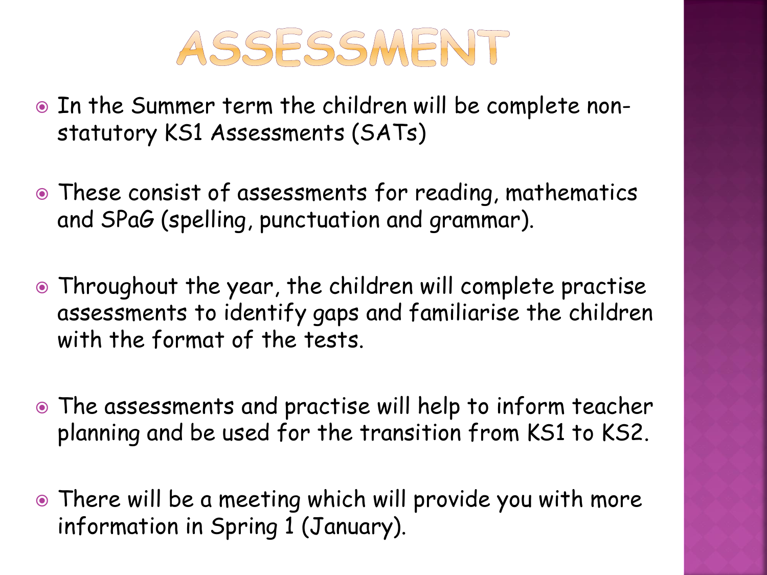# ASSESSMENT

- In the Summer term the children will be complete non-statutory KS1 Assessments (SATs)
- These consist of assessments for reading, mathematics and SPaG (spelling, punctuation and grammar).
- Throughout the year, the children will complete practise assessments to identify gaps and familiarise the children with the format of the tests.
- The assessments and practise will help to inform teacher planning and be used for the transition from KS1 to KS2.
- There will be a meeting which will provide you with more information in Spring 1 (January).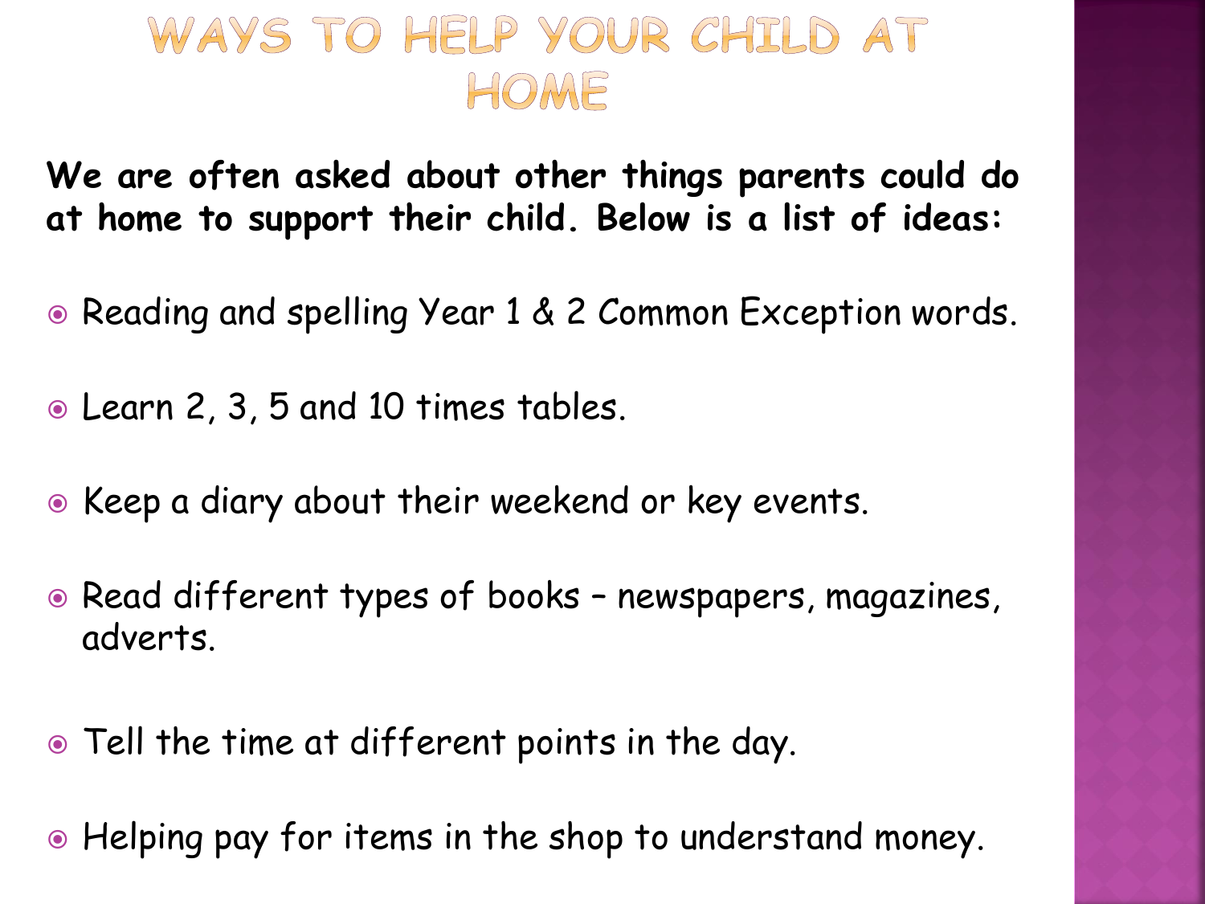# Ways to help your child at home

**We are often asked about other things parents could do at home to support their child. Below is a list of ideas:**

- Reading and spelling Year 1 & 2 Common Exception words.
- Learn 2, 3, 5 and 10 times tables.
- Keep a diary about their weekend or key events.
- Read different types of books – newspapers, magazines, adverts.
- Tell the time at different points in the day.
- Helping pay for items in the shop to understand money.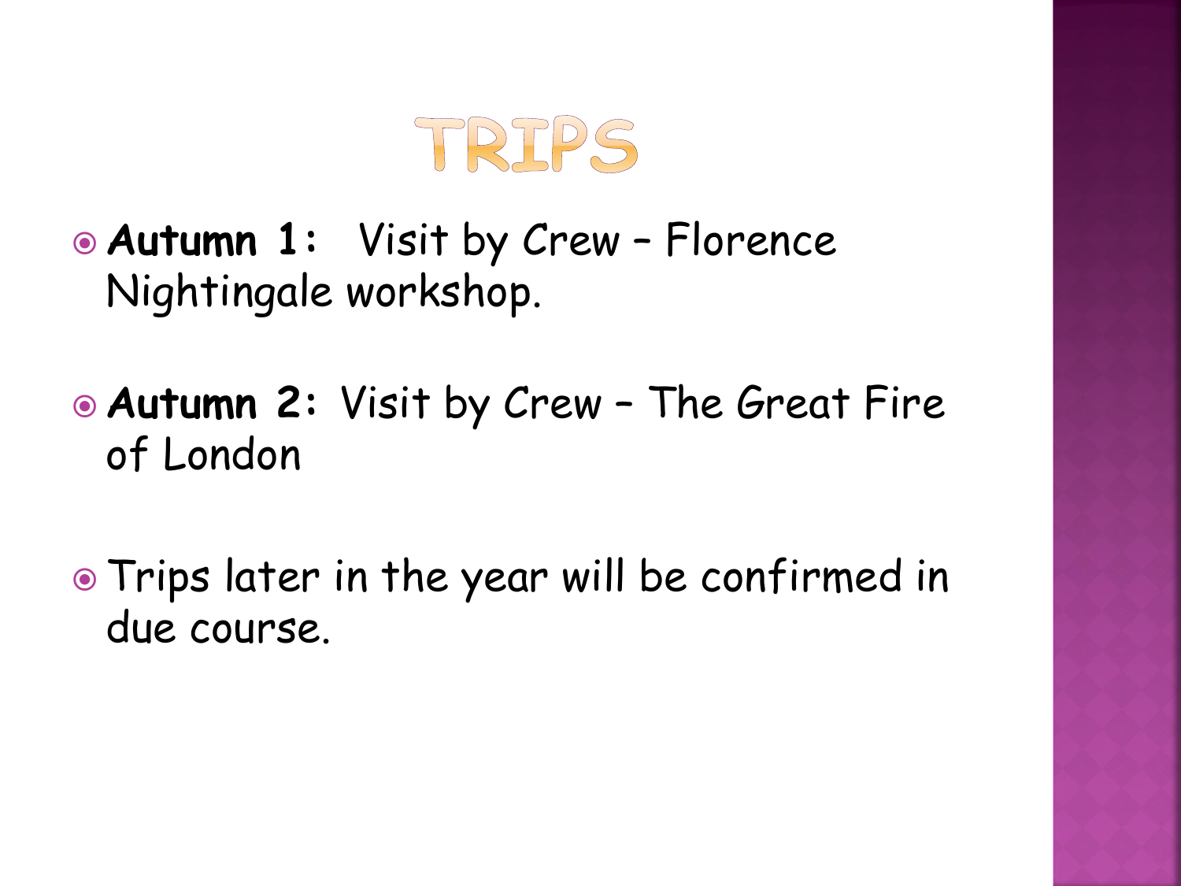# TRIPS

- **Autumn 1:** Visit by Crew – Florence Nightingale workshop.
- **Autumn 2:** Visit by Crew – The Great Fire of London
- Trips later in the year will be confirmed in due course.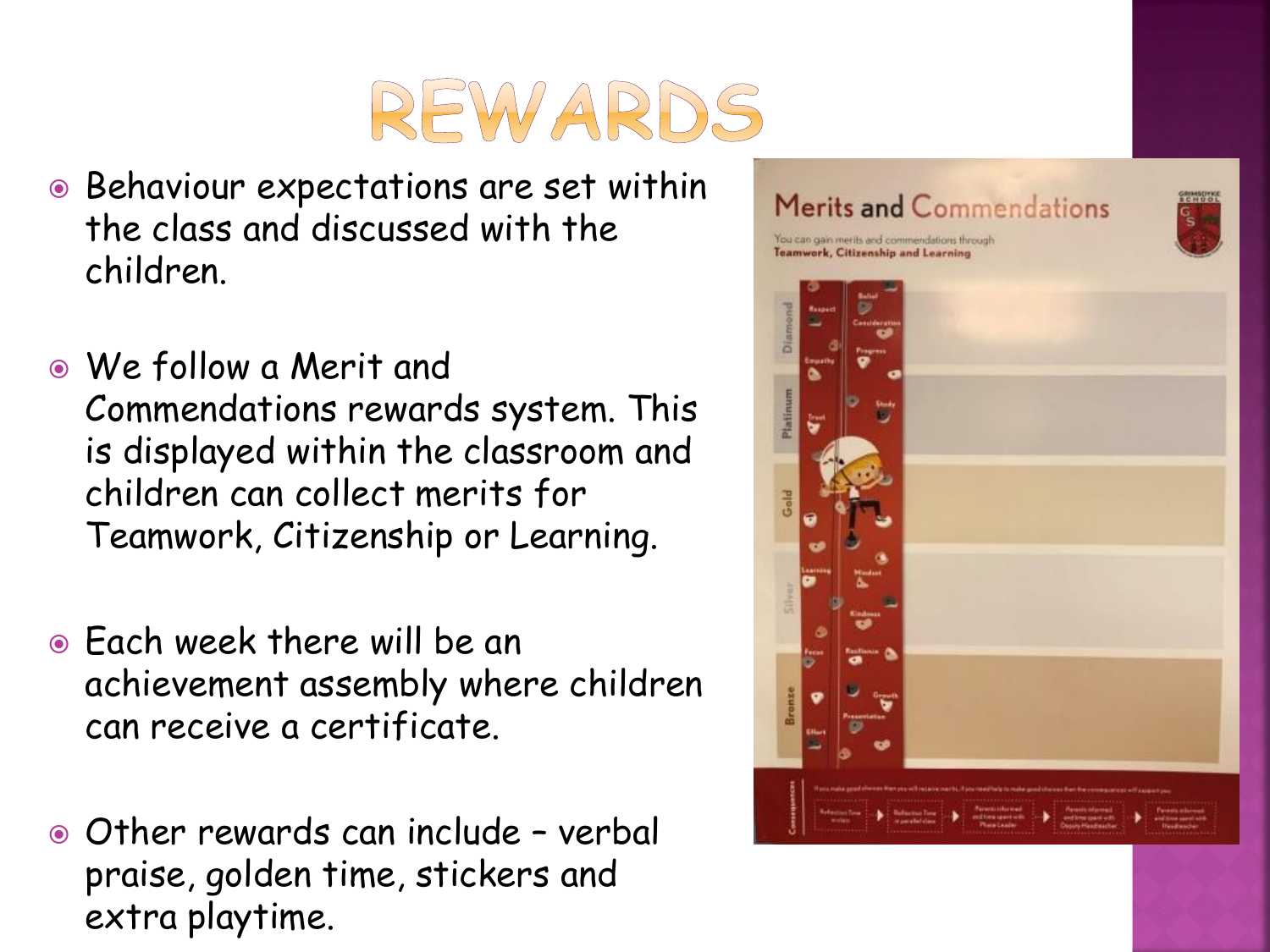# REWARDS

- Behaviour expectations are set within the class and discussed with the children.
- We follow a Merit and Commendations rewards system. This is displayed within the classroom and children can collect merits for Teamwork, Citizenship or Learning.
- Each week there will be an achievement assembly where children can receive a certificate.
- Other rewards can include – verbal praise, golden time, stickers and extra playtime.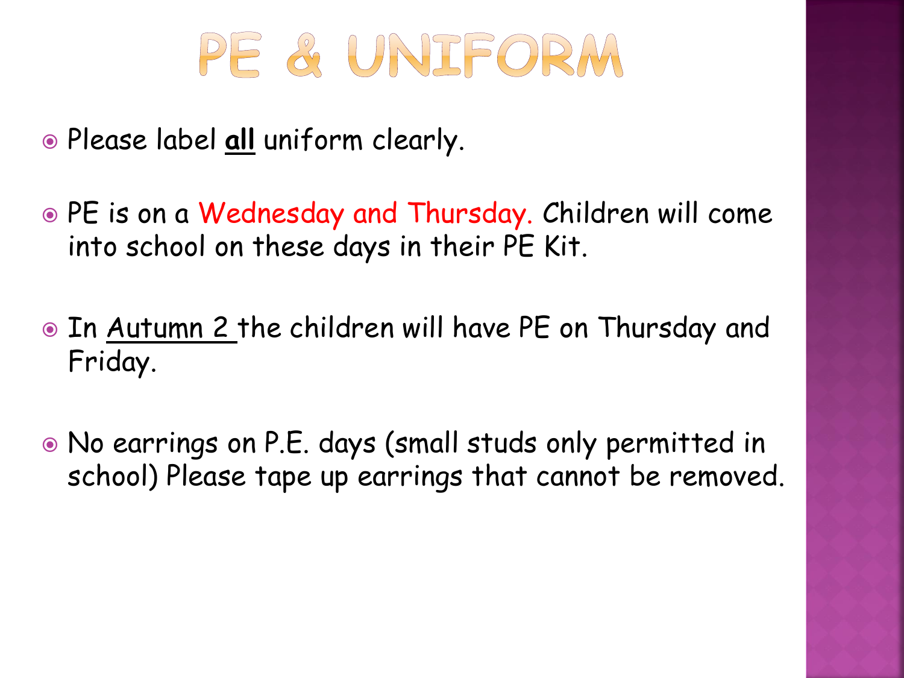# PE & UNIFORM

- Please label **all** uniform clearly.
- PE is on a Wednesday and Thursday. Children will come into school on these days in their PE Kit.
- In Autumn 2 the children will have PE on Thursday and Friday.
- No earrings on P.E. days (small studs only permitted in school) Please tape up earrings that cannot be removed.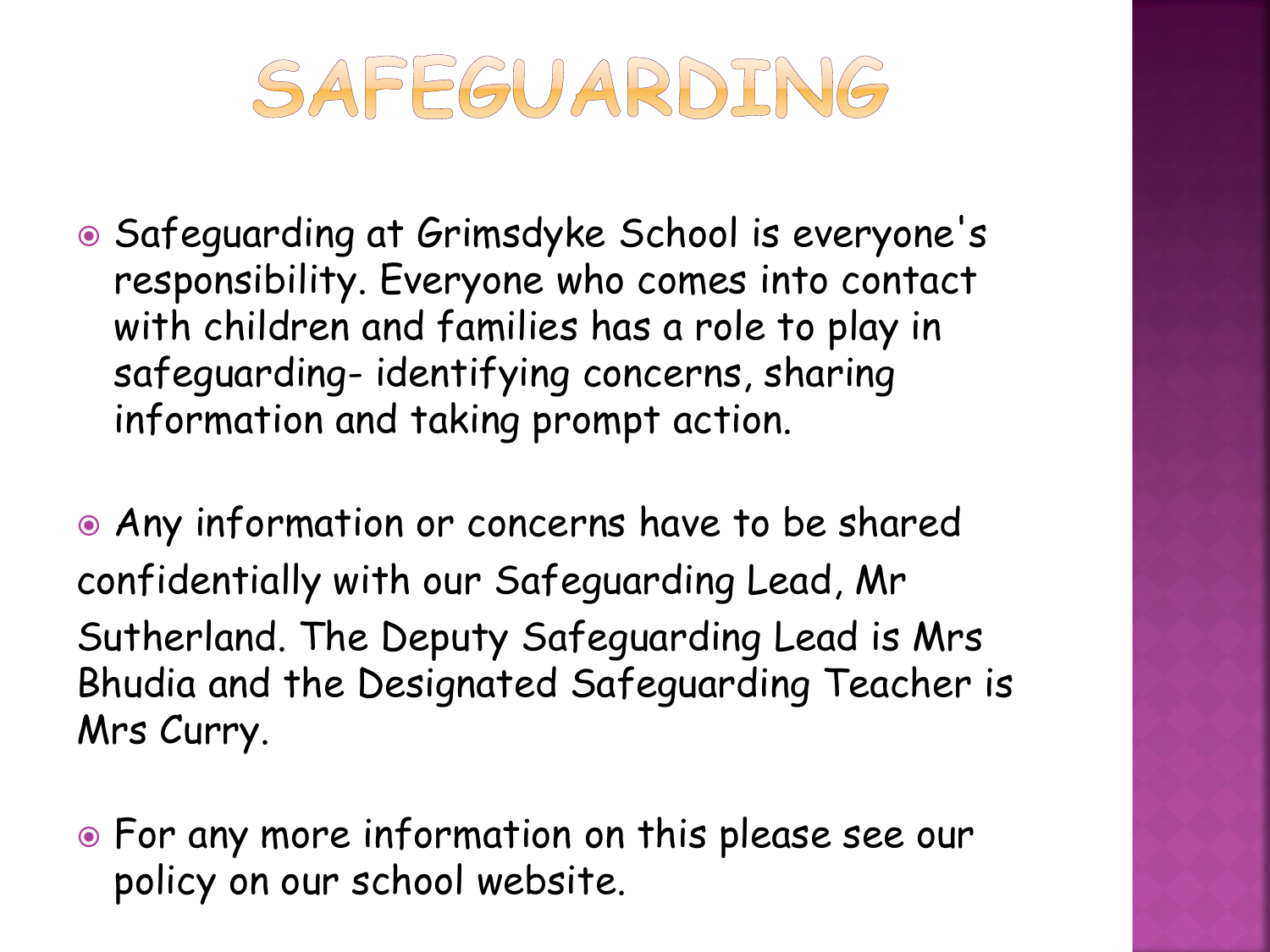# SAFEGUARDING

- Safeguarding at Grimsdyke School is everyone's responsibility. Everyone who comes into contact with children and families has a role to play in safeguarding- identifying concerns, sharing information and taking prompt action.

- Any information or concerns have to be shared confidentially with our Safeguarding Lead, Mr Sutherland. The Deputy Safeguarding Lead is Mrs Bhudia and the Designated Safeguarding Teacher is Mrs Curry.

- For any more information on this please see our policy on our school website.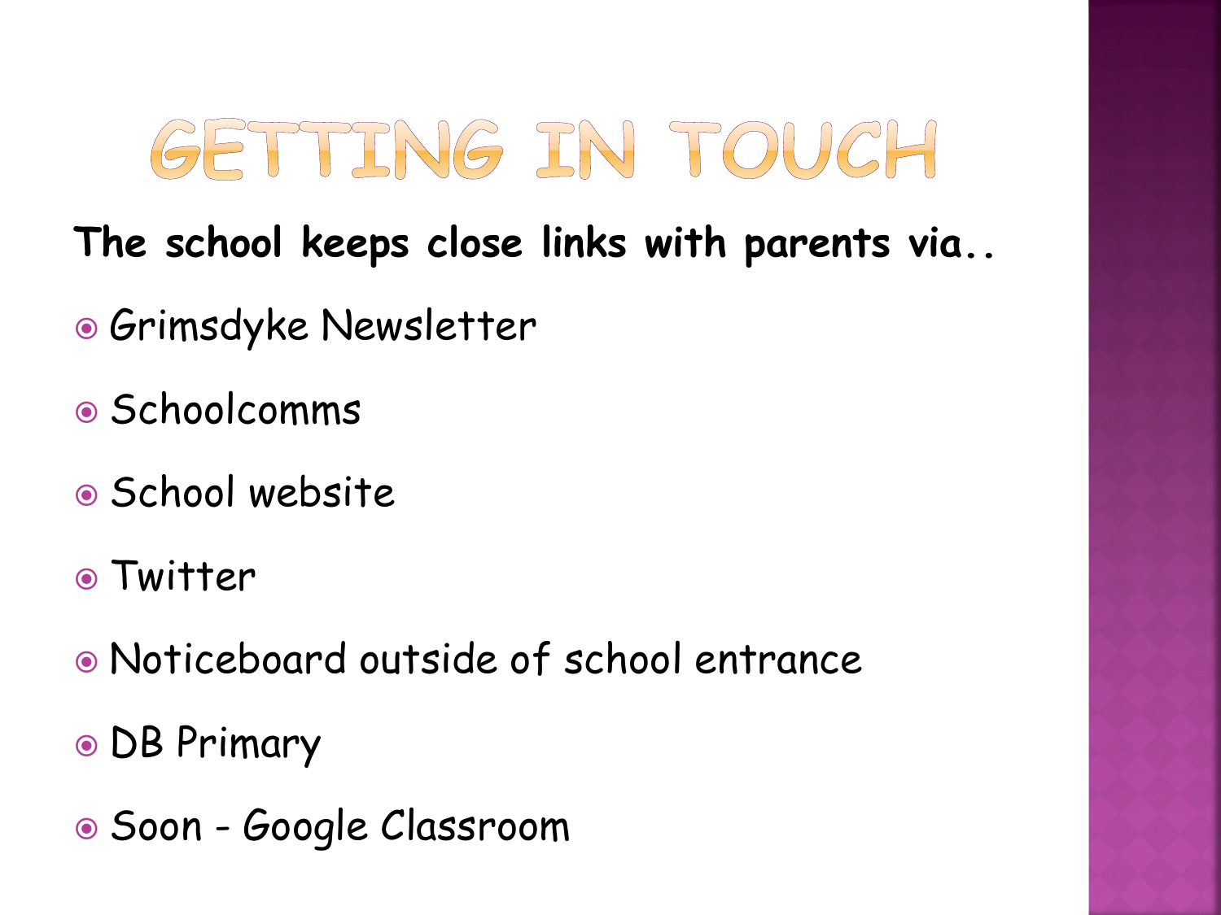# GETTING IN TOUCH

**The school keeps close links with parents via..**

- Grimsdyke Newsletter
- Schoolcomms
- School website
- Twitter
- Noticeboard outside of school entrance
- DB Primary
- Soon - Google Classroom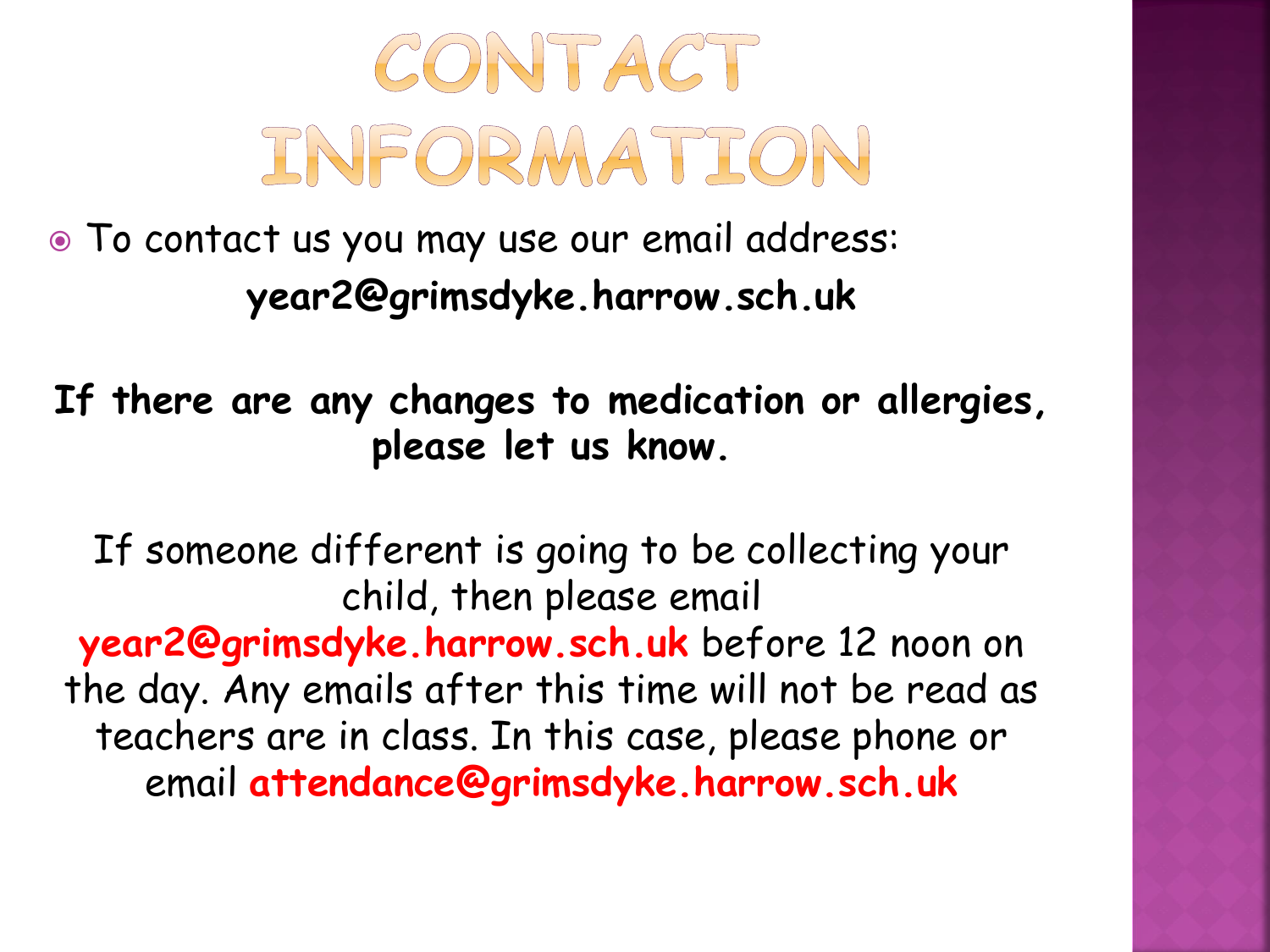# CONTACT INFORMATION

- To contact us you may use our email address:

**year2@grimsdyke.harrow.sch.uk**

**If there are any changes to medication or allergies, please let us know.**

If someone different is going to be collecting your child, then please email **year2@grimsdyke.harrow.sch.uk** before 12 noon on the day. Any emails after this time will not be read as teachers are in class. In this case, please phone or email **attendance@grimsdyke.harrow.sch.uk**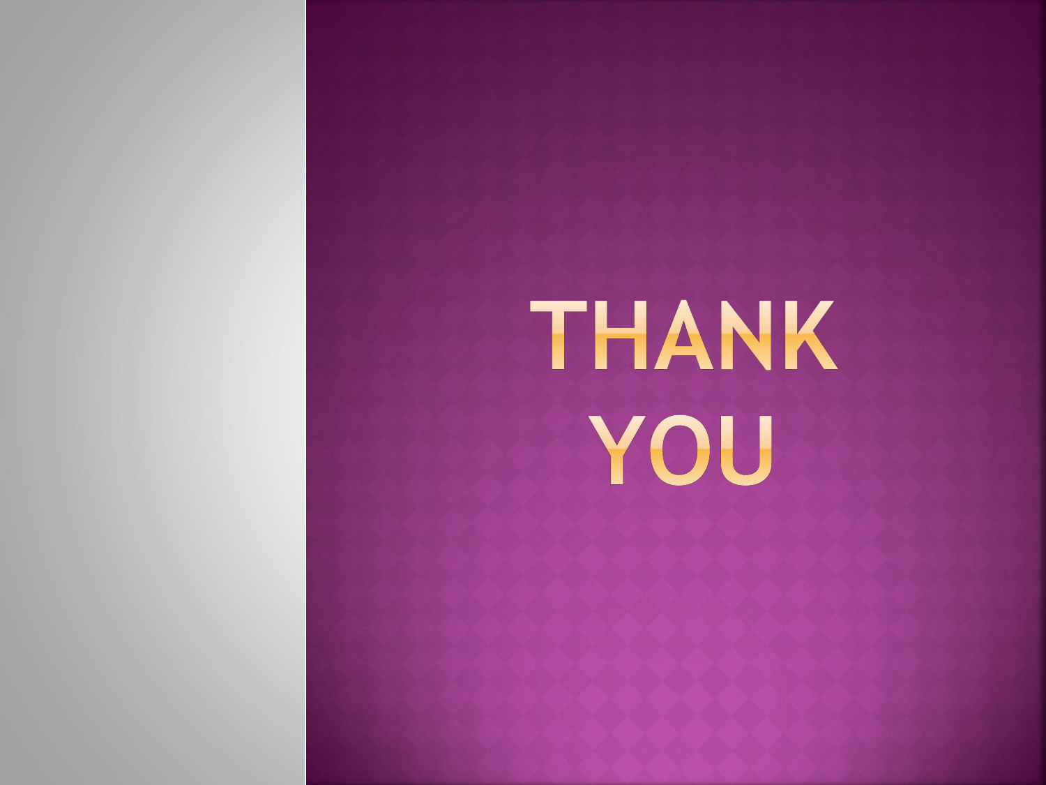# THANK YOU